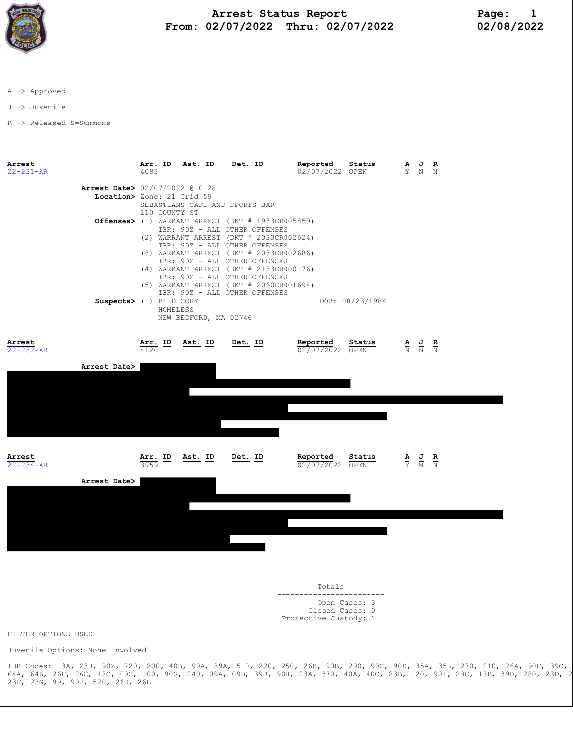# Arrest Status Report

**From: 02/07/2022 Thru: 02/07/2022**

02/08/2022

A -> Approved

J -> Juvenile

R -> Released S=Summons

| Arrest | Arr. ID | Ast. ID | Det. ID | Reported | Status | A | J | R |
|---|---|---|---|---|---|---|---|---|
| 22-231-AR | 4083 | | | 02/07/2022 | OPEN | Y | N | N |

**Arrest Date>** 02/07/2022 @ 0128

**Location>** Zone: 21 Grid 59
SEBASTIANS CAFE AND SPORTS BAR
110 COUNTY ST

**Offenses>**
(1) WARRANT ARREST (DKT # 1933CR005859)
IBR: 90Z - ALL OTHER OFFENSES
(2) WARRANT ARREST (DKT # 2033CR002624)
IBR: 90Z - ALL OTHER OFFENSES
(3) WARRANT ARREST (DKT # 2033CR002686)
IBR: 90Z - ALL OTHER OFFENSES
(4) WARRANT ARREST (DKT # 2133CR000176)
IBR: 90Z - ALL OTHER OFFENSES
(5) WARRANT ARREST (DKT # 2060CR001694)
IBR: 90Z - ALL OTHER OFFENSES

**Suspects>** (1) REID CORY — DOB: 08/23/1984
HOMELESS
NEW BEDFORD, MA 02746

| Arrest | Arr. ID | Ast. ID | Det. ID | Reported | Status | A | J | R |
|---|---|---|---|---|---|---|---|---|
| 22-232-AR | 4120 | | | 02/07/2022 | OPEN | N | N | N |

**Arrest Date>** [REDACTED]

| Arrest | Arr. ID | Ast. ID | Det. ID | Reported | Status | A | J | R |
|---|---|---|---|---|---|---|---|---|
| 22-234-AR | 3959 | | | 02/07/2022 | OPEN | Y | N | N |

**Arrest Date>** [REDACTED]

**Totals**

Open Cases: 3
Closed Cases: 0
Protective Custody: 1

FILTER OPTIONS USED

Juvenile Options: None Involved

IBR Codes: 13A, 23H, 90Z, 720, 200, 40B, 90A, 39A, 510, 220, 250, 26B, 90B, 290, 90C, 90D, 35A, 35B, 270, 210, 26A, 90F, 39C, 64A, 64B, 26F, 26C, 13C, 09C, 100, 90G, 240, 09A, 09B, 39B, 90H, 23A, 370, 40A, 40C, 23B, 120, 90I, 23C, 13B, 39D, 280, 23D, 2 23F, 23G, 99, 90J, 520, 26D, 26E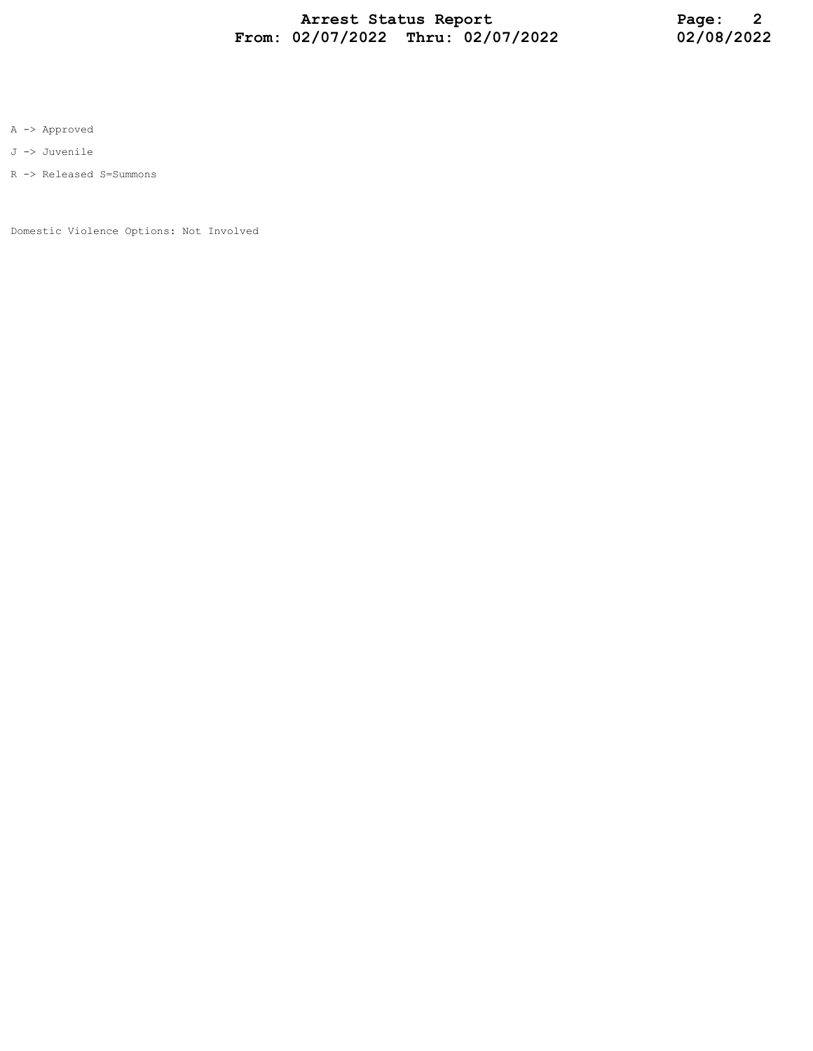A -> Approved

J -> Juvenile

R -> Released S=Summons

Domestic Violence Options: Not Involved